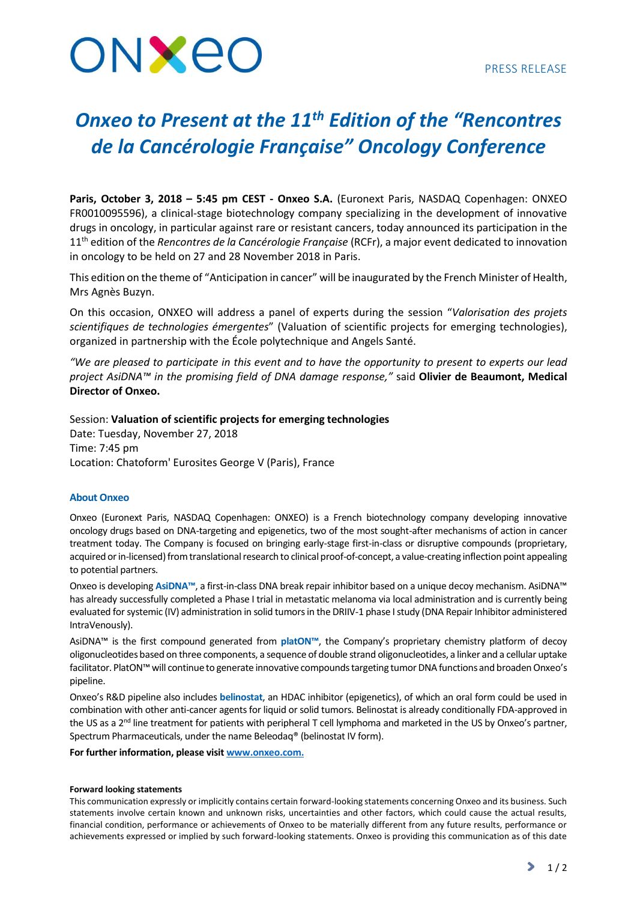PRESS RELEASE

# *Onxeo to Present at the 11th Edition of the "Rencontres de la Cancérologie Française" Oncology Conference*

**Paris, October 3, 2018 – 5:45 pm CEST - Onxeo S.A.** (Euronext Paris, NASDAQ Copenhagen: ONXEO FR0010095596), a clinical-stage biotechnology company specializing in the development of innovative drugs in oncology, in particular against rare or resistant cancers, today announced its participation in the 11th edition of the *Rencontres de la Cancérologie Française* (RCFr), a major event dedicated to innovation in oncology to be held on 27 and 28 November 2018 in Paris.

This edition on the theme of "Anticipation in cancer" will be inaugurated by the French Minister of Health, Mrs Agnès Buzyn.

On this occasion, ONXEO will address a panel of experts during the session "*Valorisation des projets scientifiques de technologies émergentes*" (Valuation of scientific projects for emerging technologies), organized in partnership with the École polytechnique and Angels Santé.

*"We are pleased to participate in this event and to have the opportunity to present to experts our lead project AsiDNA™ in the promising field of DNA damage response,"* said **Olivier de Beaumont, Medical Director of Onxeo.**

Session: **Valuation of scientific projects for emerging technologies**
Date: Tuesday, November 27, 2018
Time: 7:45 pm
Location: Chatoform' Eurosites George V (Paris), France

### About Onxeo

Onxeo (Euronext Paris, NASDAQ Copenhagen: ONXEO) is a French biotechnology company developing innovative oncology drugs based on DNA-targeting and epigenetics, two of the most sought-after mechanisms of action in cancer treatment today. The Company is focused on bringing early-stage first-in-class or disruptive compounds (proprietary, acquired or in-licensed) from translational research to clinical proof-of-concept, a value-creating inflection point appealing to potential partners.

Onxeo is developing **AsiDNA™**, a first-in-class DNA break repair inhibitor based on a unique decoy mechanism. AsiDNA™ has already successfully completed a Phase I trial in metastatic melanoma via local administration and is currently being evaluated for systemic (IV) administration in solid tumors in the DRIIV-1 phase I study (DNA Repair Inhibitor administered IntraVenously).

AsiDNA™ is the first compound generated from **platON™**, the Company's proprietary chemistry platform of decoy oligonucleotides based on three components, a sequence of double strand oligonucleotides, a linker and a cellular uptake facilitator. PlatON™ will continue to generate innovative compounds targeting tumor DNA functions and broaden Onxeo's pipeline.

Onxeo's R&D pipeline also includes **belinostat**, an HDAC inhibitor (epigenetics), of which an oral form could be used in combination with other anti-cancer agents for liquid or solid tumors. Belinostat is already conditionally FDA-approved in the US as a 2nd line treatment for patients with peripheral T cell lymphoma and marketed in the US by Onxeo's partner, Spectrum Pharmaceuticals, under the name Beleodaq® (belinostat IV form).

**For further information, please visit [www.onxeo.com.](http://www.onxeo.com)**

#### Forward looking statements

This communication expressly or implicitly contains certain forward-looking statements concerning Onxeo and its business. Such statements involve certain known and unknown risks, uncertainties and other factors, which could cause the actual results, financial condition, performance or achievements of Onxeo to be materially different from any future results, performance or achievements expressed or implied by such forward-looking statements. Onxeo is providing this communication as of this date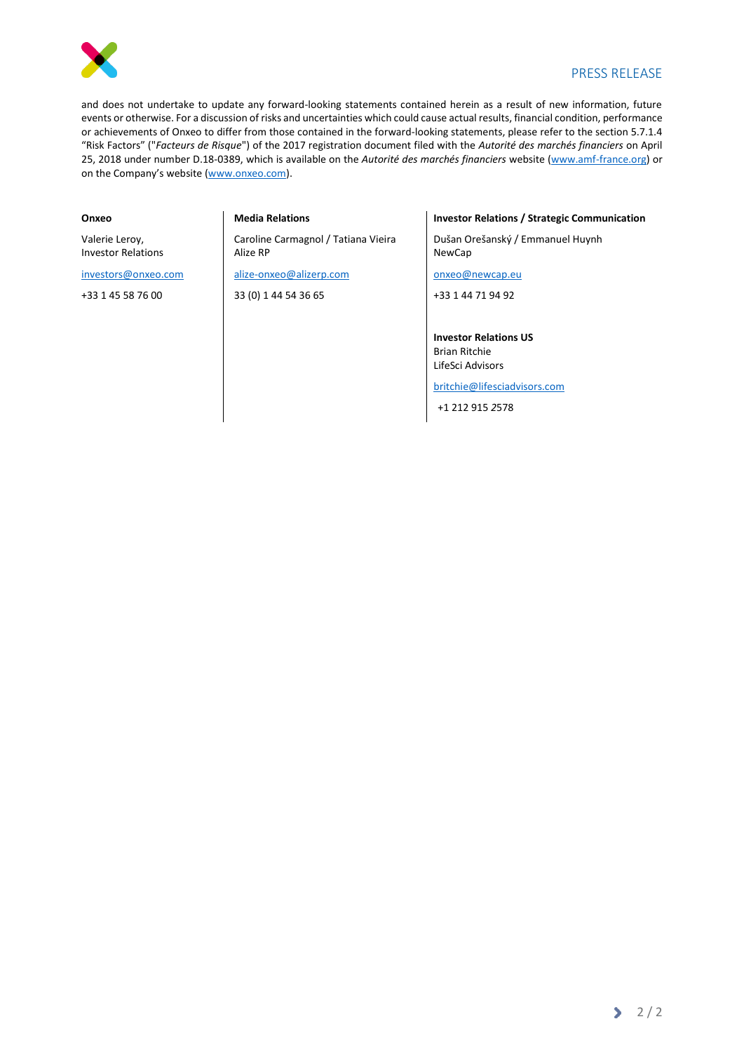and does not undertake to update any forward-looking statements contained herein as a result of new information, future events or otherwise. For a discussion of risks and uncertainties which could cause actual results, financial condition, performance or achievements of Onxeo to differ from those contained in the forward-looking statements, please refer to the section 5.7.1.4 "Risk Factors" ("*Facteurs de Risque*") of the 2017 registration document filed with the *Autorité des marchés financiers* on April 25, 2018 under number D.18-0389, which is available on the *Autorité des marchés financiers* website (www.amf-france.org) or on the Company's website (www.onxeo.com).

**Onxeo**

Valerie Leroy,
Investor Relations

investors@onxeo.com

+33 1 45 58 76 00

**Media Relations**

Caroline Carmagnol / Tatiana Vieira
Alize RP

alize-onxeo@alizerp.com

33 (0) 1 44 54 36 65

**Investor Relations / Strategic Communication**

Dušan Orešanský / Emmanuel Huynh
NewCap

onxeo@newcap.eu

+33 1 44 71 94 92

**Investor Relations US**
Brian Ritchie
LifeSci Advisors

britchie@lifesciadvisors.com

+1 212 915 2578